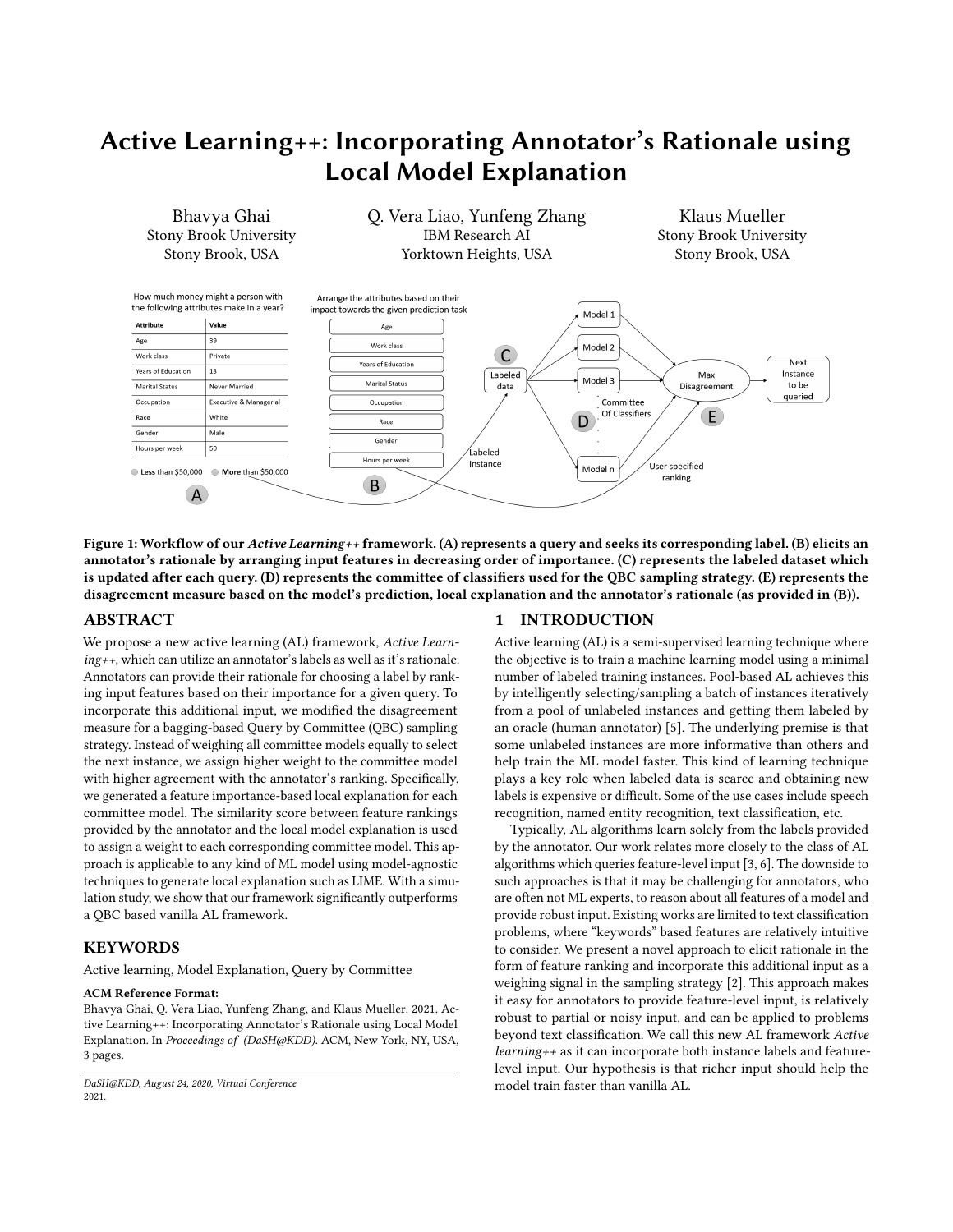# Active Learning++: Incorporating Annotator's Rationale using Local Model Explanation

Bhavya Ghai
Stony Brook University
Stony Brook, USA

Q. Vera Liao, Yunfeng Zhang
IBM Research AI
Yorktown Heights, USA

Klaus Mueller
Stony Brook University
Stony Brook, USA

**Figure 1: Workflow of our *Active Learning++* framework. (A) represents a query and seeks its corresponding label. (B) elicits an annotator's rationale by arranging input features in decreasing order of importance. (C) represents the labeled dataset which is updated after each query. (D) represents the committee of classifiers used for the QBC sampling strategy. (E) represents the disagreement measure based on the model's prediction, local explanation and the annotator's rationale (as provided in (B)).**

## ABSTRACT

We propose a new active learning (AL) framework, *Active Learning++*, which can utilize an annotator's labels as well as it's rationale. Annotators can provide their rationale for choosing a label by ranking input features based on their importance for a given query. To incorporate this additional input, we modified the disagreement measure for a bagging-based Query by Committee (QBC) sampling strategy. Instead of weighing all committee models equally to select the next instance, we assign higher weight to the committee model with higher agreement with the annotator's ranking. Specifically, we generated a feature importance-based local explanation for each committee model. The similarity score between feature rankings provided by the annotator and the local model explanation is used to assign a weight to each corresponding committee model. This approach is applicable to any kind of ML model using model-agnostic techniques to generate local explanation such as LIME. With a simulation study, we show that our framework significantly outperforms a QBC based vanilla AL framework.

## KEYWORDS

Active learning, Model Explanation, Query by Committee

**ACM Reference Format:**
Bhavya Ghai, Q. Vera Liao, Yunfeng Zhang, and Klaus Mueller. 2021. Active Learning++: Incorporating Annotator's Rationale using Local Model Explanation. In *Proceedings of (DaSH@KDD).* ACM, New York, NY, USA, 3 pages.

*DaSH@KDD, August 24, 2020, Virtual Conference*
2021.

## 1 INTRODUCTION

Active learning (AL) is a semi-supervised learning technique where the objective is to train a machine learning model using a minimal number of labeled training instances. Pool-based AL achieves this by intelligently selecting/sampling a batch of instances iteratively from a pool of unlabeled instances and getting them labeled by an oracle (human annotator) [5]. The underlying premise is that some unlabeled instances are more informative than others and help train the ML model faster. This kind of learning technique plays a key role when labeled data is scarce and obtaining new labels is expensive or difficult. Some of the use cases include speech recognition, named entity recognition, text classification, etc.

Typically, AL algorithms learn solely from the labels provided by the annotator. Our work relates more closely to the class of AL algorithms which queries feature-level input [3, 6]. The downside to such approaches is that it may be challenging for annotators, who are often not ML experts, to reason about all features of a model and provide robust input. Existing works are limited to text classification problems, where "keywords" based features are relatively intuitive to consider. We present a novel approach to elicit rationale in the form of feature ranking and incorporate this additional input as a weighing signal in the sampling strategy [2]. This approach makes it easy for annotators to provide feature-level input, is relatively robust to partial or noisy input, and can be applied to problems beyond text classification. We call this new AL framework *Active learning++* as it can incorporate both instance labels and feature-level input. Our hypothesis is that richer input should help the model train faster than vanilla AL.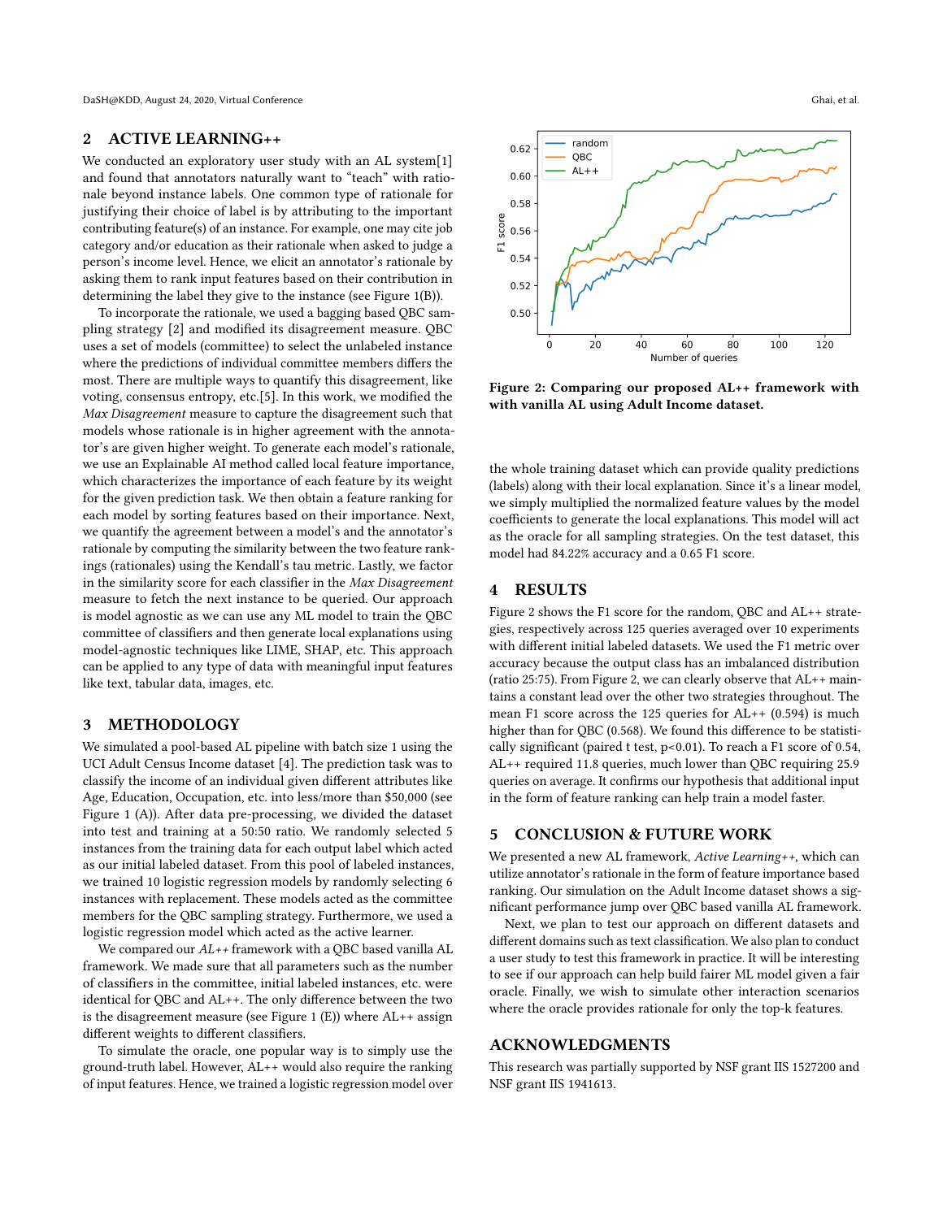## 2 ACTIVE LEARNING++

We conducted an exploratory user study with an AL system[1] and found that annotators naturally want to "teach" with rationale beyond instance labels. One common type of rationale for justifying their choice of label is by attributing to the important contributing feature(s) of an instance. For example, one may cite job category and/or education as their rationale when asked to judge a person's income level. Hence, we elicit an annotator's rationale by asking them to rank input features based on their contribution in determining the label they give to the instance (see Figure 1(B)).

To incorporate the rationale, we used a bagging based QBC sampling strategy [2] and modified its disagreement measure. QBC uses a set of models (committee) to select the unlabeled instance where the predictions of individual committee members differs the most. There are multiple ways to quantify this disagreement, like voting, consensus entropy, etc.[5]. In this work, we modified the *Max Disagreement* measure to capture the disagreement such that models whose rationale is in higher agreement with the annotator's are given higher weight. To generate each model's rationale, we use an Explainable AI method called local feature importance, which characterizes the importance of each feature by its weight for the given prediction task. We then obtain a feature ranking for each model by sorting features based on their importance. Next, we quantify the agreement between a model's and the annotator's rationale by computing the similarity between the two feature rankings (rationales) using the Kendall's tau metric. Lastly, we factor in the similarity score for each classifier in the *Max Disagreement* measure to fetch the next instance to be queried. Our approach is model agnostic as we can use any ML model to train the QBC committee of classifiers and then generate local explanations using model-agnostic techniques like LIME, SHAP, etc. This approach can be applied to any type of data with meaningful input features like text, tabular data, images, etc.

## 3 METHODOLOGY

We simulated a pool-based AL pipeline with batch size 1 using the UCI Adult Census Income dataset [4]. The prediction task was to classify the income of an individual given different attributes like Age, Education, Occupation, etc. into less/more than $50,000 (see Figure 1 (A)). After data pre-processing, we divided the dataset into test and training at a 50:50 ratio. We randomly selected 5 instances from the training data for each output label which acted as our initial labeled dataset. From this pool of labeled instances, we trained 10 logistic regression models by randomly selecting 6 instances with replacement. These models acted as the committee members for the QBC sampling strategy. Furthermore, we used a logistic regression model which acted as the active learner.

We compared our *AL++* framework with a QBC based vanilla AL framework. We made sure that all parameters such as the number of classifiers in the committee, initial labeled instances, etc. were identical for QBC and AL++. The only difference between the two is the disagreement measure (see Figure 1 (E)) where AL++ assign different weights to different classifiers.

To simulate the oracle, one popular way is to simply use the ground-truth label. However, AL++ would also require the ranking of input features. Hence, we trained a logistic regression model over the whole training dataset which can provide quality predictions (labels) along with their local explanation. Since it's a linear model, we simply multiplied the normalized feature values by the model coefficients to generate the local explanations. This model will act as the oracle for all sampling strategies. On the test dataset, this model had 84.22% accuracy and a 0.65 F1 score.

**Figure 2: Comparing our proposed AL++ framework with with vanilla AL using Adult Income dataset.**

## 4 RESULTS

Figure 2 shows the F1 score for the random, QBC and AL++ strategies, respectively across 125 queries averaged over 10 experiments with different initial labeled datasets. We used the F1 metric over accuracy because the output class has an imbalanced distribution (ratio 25:75). From Figure 2, we can clearly observe that AL++ maintains a constant lead over the other two strategies throughout. The mean F1 score across the 125 queries for AL++ (0.594) is much higher than for QBC (0.568). We found this difference to be statistically significant (paired t test, $p<0.01$). To reach a F1 score of 0.54, AL++ required 11.8 queries, much lower than QBC requiring 25.9 queries on average. It confirms our hypothesis that additional input in the form of feature ranking can help train a model faster.

## 5 CONCLUSION & FUTURE WORK

We presented a new AL framework, *Active Learning++*, which can utilize annotator's rationale in the form of feature importance based ranking. Our simulation on the Adult Income dataset shows a significant performance jump over QBC based vanilla AL framework.

Next, we plan to test our approach on different datasets and different domains such as text classification. We also plan to conduct a user study to test this framework in practice. It will be interesting to see if our approach can help build fairer ML model given a fair oracle. Finally, we wish to simulate other interaction scenarios where the oracle provides rationale for only the top-k features.

## ACKNOWLEDGMENTS

This research was partially supported by NSF grant IIS 1527200 and NSF grant IIS 1941613.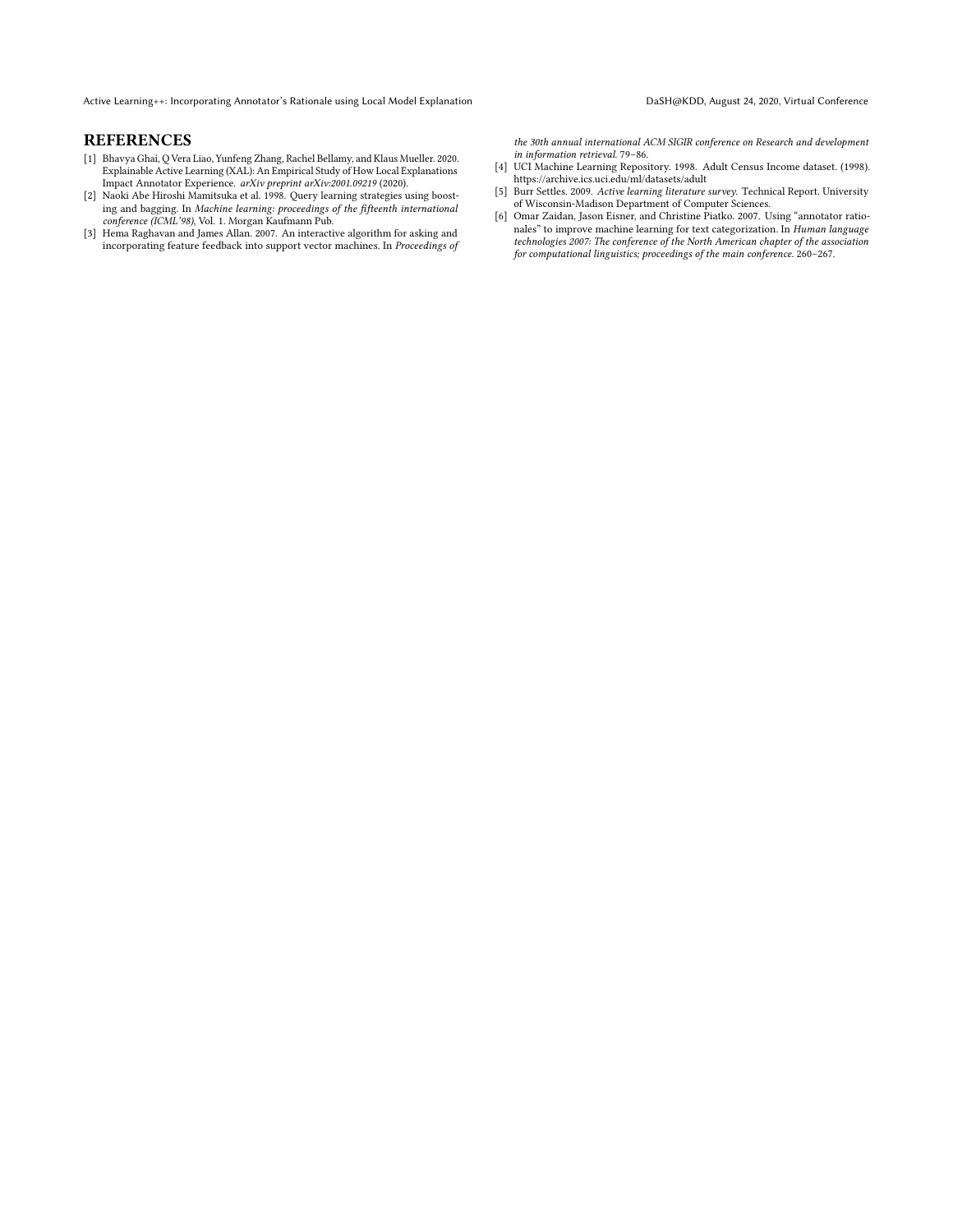## REFERENCES

[1] Bhavya Ghai, Q Vera Liao, Yunfeng Zhang, Rachel Bellamy, and Klaus Mueller. 2020. Explainable Active Learning (XAL): An Empirical Study of How Local Explanations Impact Annotator Experience. *arXiv preprint arXiv:2001.09219* (2020).

[2] Naoki Abe Hiroshi Mamitsuka et al. 1998. Query learning strategies using boosting and bagging. In *Machine learning: proceedings of the fifteenth international conference (ICML'98)*, Vol. 1. Morgan Kaufmann Pub.

[3] Hema Raghavan and James Allan. 2007. An interactive algorithm for asking and incorporating feature feedback into support vector machines. In *Proceedings of the 30th annual international ACM SIGIR conference on Research and development in information retrieval*. 79–86.

[4] UCI Machine Learning Repository. 1998. Adult Census Income dataset. (1998). https://archive.ics.uci.edu/ml/datasets/adult

[5] Burr Settles. 2009. *Active learning literature survey.* Technical Report. University of Wisconsin-Madison Department of Computer Sciences.

[6] Omar Zaidan, Jason Eisner, and Christine Piatko. 2007. Using "annotator rationales" to improve machine learning for text categorization. In *Human language technologies 2007: The conference of the North American chapter of the association for computational linguistics; proceedings of the main conference*. 260–267.